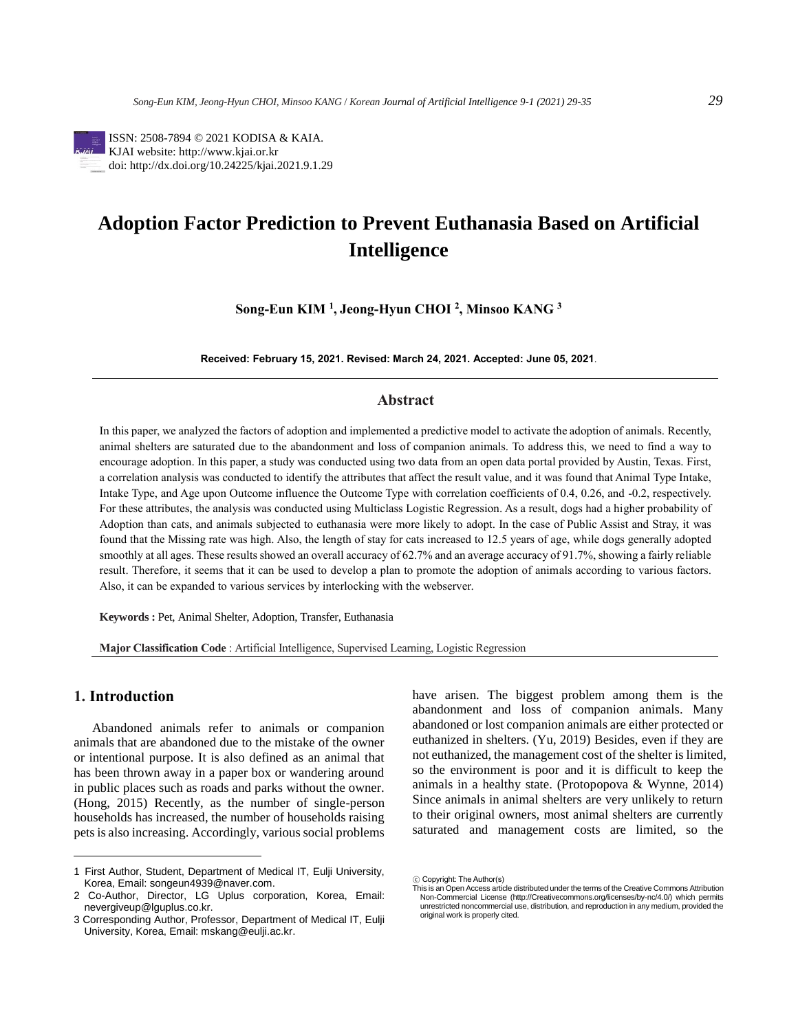ISSN: 2508-7894 © 2021 KODISA & KAIA.
KJAI website: http://www.kjai.or.kr
doi: http://dx.doi.org/10.24225/kjai.2021.9.1.29

# Adoption Factor Prediction to Prevent Euthanasia Based on Artificial Intelligence

**Song-Eun KIM [1], Jeong-Hyun CHOI [2], Minsoo KANG [3]**

**Received: February 15, 2021. Revised: March 24, 2021. Accepted: June 05, 2021**.

## Abstract

In this paper, we analyzed the factors of adoption and implemented a predictive model to activate the adoption of animals. Recently, animal shelters are saturated due to the abandonment and loss of companion animals. To address this, we need to find a way to encourage adoption. In this paper, a study was conducted using two data from an open data portal provided by Austin, Texas. First, a correlation analysis was conducted to identify the attributes that affect the result value, and it was found that Animal Type Intake, Intake Type, and Age upon Outcome influence the Outcome Type with correlation coefficients of 0.4, 0.26, and -0.2, respectively. For these attributes, the analysis was conducted using Multiclass Logistic Regression. As a result, dogs had a higher probability of Adoption than cats, and animals subjected to euthanasia were more likely to adopt. In the case of Public Assist and Stray, it was found that the Missing rate was high. Also, the length of stay for cats increased to 12.5 years of age, while dogs generally adopted smoothly at all ages. These results showed an overall accuracy of 62.7% and an average accuracy of 91.7%, showing a fairly reliable result. Therefore, it seems that it can be used to develop a plan to promote the adoption of animals according to various factors. Also, it can be expanded to various services by interlocking with the webserver.

**Keywords :** Pet, Animal Shelter, Adoption, Transfer, Euthanasia

**Major Classification Code** : Artificial Intelligence, Supervised Learning, Logistic Regression

## 1. Introduction

Abandoned animals refer to animals or companion animals that are abandoned due to the mistake of the owner or intentional purpose. It is also defined as an animal that has been thrown away in a paper box or wandering around in public places such as roads and parks without the owner. (Hong, 2015) Recently, as the number of single-person households has increased, the number of households raising pets is also increasing. Accordingly, various social problems have arisen. The biggest problem among them is the abandonment and loss of companion animals. Many abandoned or lost companion animals are either protected or euthanized in shelters. (Yu, 2019) Besides, even if they are not euthanized, the management cost of the shelter is limited, so the environment is poor and it is difficult to keep the animals in a healthy state. (Protopopova & Wynne, 2014) Since animals in animal shelters are very unlikely to return to their original owners, most animal shelters are currently saturated and management costs are limited, so the

---

1 First Author, Student, Department of Medical IT, Eulji University, Korea, Email: songeun4939@naver.com.

2 Co-Author, Director, LG Uplus corporation, Korea, Email: nevergiveup@lguplus.co.kr.

3 Corresponding Author, Professor, Department of Medical IT, Eulji University, Korea, Email: mskang@eulji.ac.kr.

ⓒ Copyright: The Author(s)
This is an Open Access article distributed under the terms of the Creative Commons Attribution Non-Commercial License (http://Creativecommons.org/licenses/by-nc/4.0/) which permits unrestricted noncommercial use, distribution, and reproduction in any medium, provided the original work is properly cited.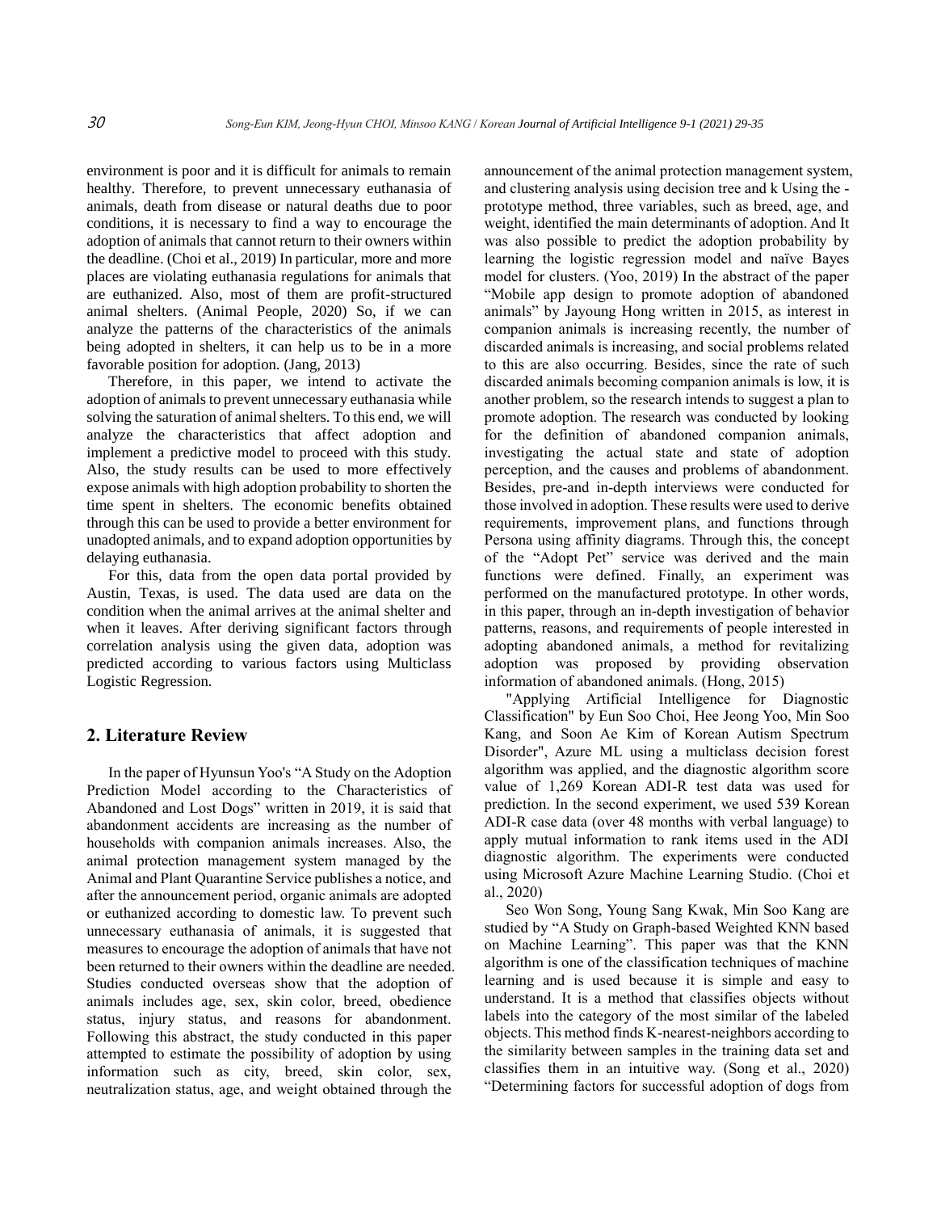environment is poor and it is difficult for animals to remain healthy. Therefore, to prevent unnecessary euthanasia of animals, death from disease or natural deaths due to poor conditions, it is necessary to find a way to encourage the adoption of animals that cannot return to their owners within the deadline. (Choi et al., 2019) In particular, more and more places are violating euthanasia regulations for animals that are euthanized. Also, most of them are profit-structured animal shelters. (Animal People, 2020) So, if we can analyze the patterns of the characteristics of the animals being adopted in shelters, it can help us to be in a more favorable position for adoption. (Jang, 2013)

Therefore, in this paper, we intend to activate the adoption of animals to prevent unnecessary euthanasia while solving the saturation of animal shelters. To this end, we will analyze the characteristics that affect adoption and implement a predictive model to proceed with this study. Also, the study results can be used to more effectively expose animals with high adoption probability to shorten the time spent in shelters. The economic benefits obtained through this can be used to provide a better environment for unadopted animals, and to expand adoption opportunities by delaying euthanasia.

For this, data from the open data portal provided by Austin, Texas, is used. The data used are data on the condition when the animal arrives at the animal shelter and when it leaves. After deriving significant factors through correlation analysis using the given data, adoption was predicted according to various factors using Multiclass Logistic Regression.

## 2. Literature Review

In the paper of Hyunsun Yoo's "A Study on the Adoption Prediction Model according to the Characteristics of Abandoned and Lost Dogs" written in 2019, it is said that abandonment accidents are increasing as the number of households with companion animals increases. Also, the animal protection management system managed by the Animal and Plant Quarantine Service publishes a notice, and after the announcement period, organic animals are adopted or euthanized according to domestic law. To prevent such unnecessary euthanasia of animals, it is suggested that measures to encourage the adoption of animals that have not been returned to their owners within the deadline are needed. Studies conducted overseas show that the adoption of animals includes age, sex, skin color, breed, obedience status, injury status, and reasons for abandonment. Following this abstract, the study conducted in this paper attempted to estimate the possibility of adoption by using information such as city, breed, skin color, sex, neutralization status, age, and weight obtained through the announcement of the animal protection management system, and clustering analysis using decision tree and k Using the -prototype method, three variables, such as breed, age, and weight, identified the main determinants of adoption. And It was also possible to predict the adoption probability by learning the logistic regression model and naïve Bayes model for clusters. (Yoo, 2019) In the abstract of the paper "Mobile app design to promote adoption of abandoned animals" by Jayoung Hong written in 2015, as interest in companion animals is increasing recently, the number of discarded animals is increasing, and social problems related to this are also occurring. Besides, since the rate of such discarded animals becoming companion animals is low, it is another problem, so the research intends to suggest a plan to promote adoption. The research was conducted by looking for the definition of abandoned companion animals, investigating the actual state and state of adoption perception, and the causes and problems of abandonment. Besides, pre-and in-depth interviews were conducted for those involved in adoption. These results were used to derive requirements, improvement plans, and functions through Persona using affinity diagrams. Through this, the concept of the "Adopt Pet" service was derived and the main functions were defined. Finally, an experiment was performed on the manufactured prototype. In other words, in this paper, through an in-depth investigation of behavior patterns, reasons, and requirements of people interested in adopting abandoned animals, a method for revitalizing adoption was proposed by providing observation information of abandoned animals. (Hong, 2015)

"Applying Artificial Intelligence for Diagnostic Classification" by Eun Soo Choi, Hee Jeong Yoo, Min Soo Kang, and Soon Ae Kim of Korean Autism Spectrum Disorder", Azure ML using a multiclass decision forest algorithm was applied, and the diagnostic algorithm score value of 1,269 Korean ADI-R test data was used for prediction. In the second experiment, we used 539 Korean ADI-R case data (over 48 months with verbal language) to apply mutual information to rank items used in the ADI diagnostic algorithm. The experiments were conducted using Microsoft Azure Machine Learning Studio. (Choi et al., 2020)

Seo Won Song, Young Sang Kwak, Min Soo Kang are studied by "A Study on Graph-based Weighted KNN based on Machine Learning". This paper was that the KNN algorithm is one of the classification techniques of machine learning and is used because it is simple and easy to understand. It is a method that classifies objects without labels into the category of the most similar of the labeled objects. This method finds K-nearest-neighbors according to the similarity between samples in the training data set and classifies them in an intuitive way. (Song et al., 2020) "Determining factors for successful adoption of dogs from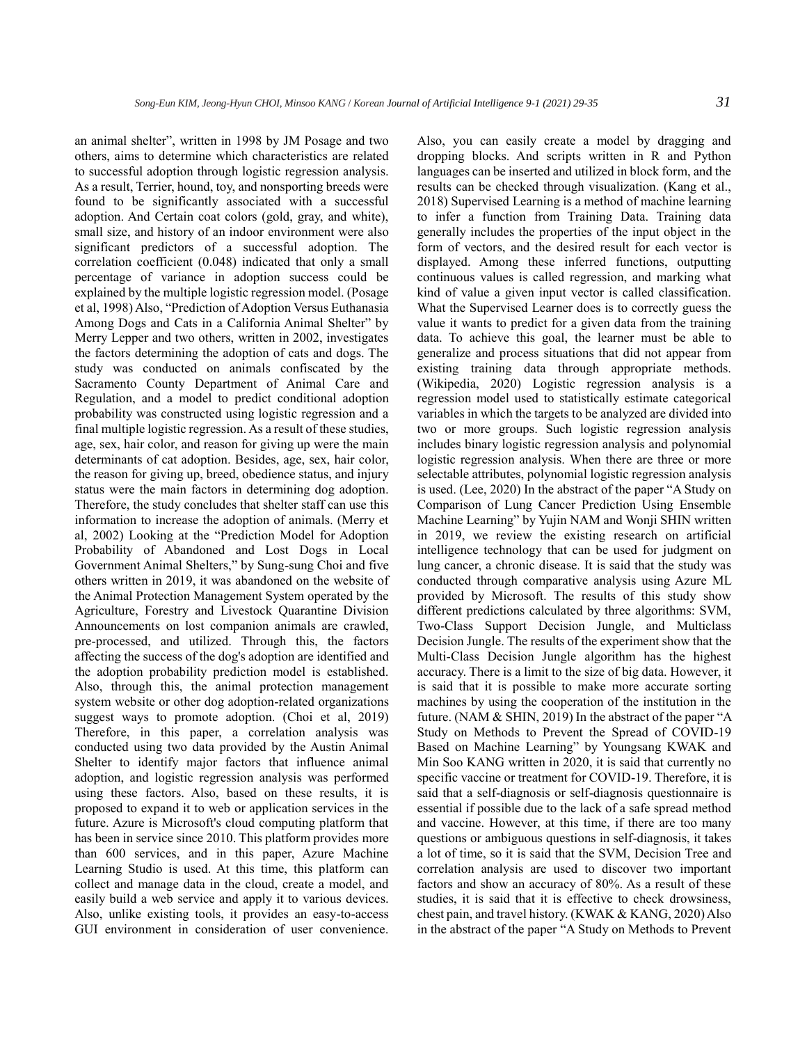an animal shelter", written in 1998 by JM Posage and two others, aims to determine which characteristics are related to successful adoption through logistic regression analysis. As a result, Terrier, hound, toy, and nonsporting breeds were found to be significantly associated with a successful adoption. And Certain coat colors (gold, gray, and white), small size, and history of an indoor environment were also significant predictors of a successful adoption. The correlation coefficient (0.048) indicated that only a small percentage of variance in adoption success could be explained by the multiple logistic regression model. (Posage et al, 1998) Also, "Prediction of Adoption Versus Euthanasia Among Dogs and Cats in a California Animal Shelter" by Merry Lepper and two others, written in 2002, investigates the factors determining the adoption of cats and dogs. The study was conducted on animals confiscated by the Sacramento County Department of Animal Care and Regulation, and a model to predict conditional adoption probability was constructed using logistic regression and a final multiple logistic regression. As a result of these studies, age, sex, hair color, and reason for giving up were the main determinants of cat adoption. Besides, age, sex, hair color, the reason for giving up, breed, obedience status, and injury status were the main factors in determining dog adoption. Therefore, the study concludes that shelter staff can use this information to increase the adoption of animals. (Merry et al, 2002) Looking at the "Prediction Model for Adoption Probability of Abandoned and Lost Dogs in Local Government Animal Shelters," by Sung-sung Choi and five others written in 2019, it was abandoned on the website of the Animal Protection Management System operated by the Agriculture, Forestry and Livestock Quarantine Division Announcements on lost companion animals are crawled, pre-processed, and utilized. Through this, the factors affecting the success of the dog's adoption are identified and the adoption probability prediction model is established. Also, through this, the animal protection management system website or other dog adoption-related organizations suggest ways to promote adoption. (Choi et al, 2019) Therefore, in this paper, a correlation analysis was conducted using two data provided by the Austin Animal Shelter to identify major factors that influence animal adoption, and logistic regression analysis was performed using these factors. Also, based on these results, it is proposed to expand it to web or application services in the future. Azure is Microsoft's cloud computing platform that has been in service since 2010. This platform provides more than 600 services, and in this paper, Azure Machine Learning Studio is used. At this time, this platform can collect and manage data in the cloud, create a model, and easily build a web service and apply it to various devices. Also, unlike existing tools, it provides an easy-to-access GUI environment in consideration of user convenience. Also, you can easily create a model by dragging and dropping blocks. And scripts written in R and Python languages can be inserted and utilized in block form, and the results can be checked through visualization. (Kang et al., 2018) Supervised Learning is a method of machine learning to infer a function from Training Data. Training data generally includes the properties of the input object in the form of vectors, and the desired result for each vector is displayed. Among these inferred functions, outputting continuous values is called regression, and marking what kind of value a given input vector is called classification. What the Supervised Learner does is to correctly guess the value it wants to predict for a given data from the training data. To achieve this goal, the learner must be able to generalize and process situations that did not appear from existing training data through appropriate methods. (Wikipedia, 2020) Logistic regression analysis is a regression model used to statistically estimate categorical variables in which the targets to be analyzed are divided into two or more groups. Such logistic regression analysis includes binary logistic regression analysis and polynomial logistic regression analysis. When there are three or more selectable attributes, polynomial logistic regression analysis is used. (Lee, 2020) In the abstract of the paper "A Study on Comparison of Lung Cancer Prediction Using Ensemble Machine Learning" by Yujin NAM and Wonji SHIN written in 2019, we review the existing research on artificial intelligence technology that can be used for judgment on lung cancer, a chronic disease. It is said that the study was conducted through comparative analysis using Azure ML provided by Microsoft. The results of this study show different predictions calculated by three algorithms: SVM, Two-Class Support Decision Jungle, and Multiclass Decision Jungle. The results of the experiment show that the Multi-Class Decision Jungle algorithm has the highest accuracy. There is a limit to the size of big data. However, it is said that it is possible to make more accurate sorting machines by using the cooperation of the institution in the future. (NAM & SHIN, 2019) In the abstract of the paper "A Study on Methods to Prevent the Spread of COVID-19 Based on Machine Learning" by Youngsang KWAK and Min Soo KANG written in 2020, it is said that currently no specific vaccine or treatment for COVID-19. Therefore, it is said that a self-diagnosis or self-diagnosis questionnaire is essential if possible due to the lack of a safe spread method and vaccine. However, at this time, if there are too many questions or ambiguous questions in self-diagnosis, it takes a lot of time, so it is said that the SVM, Decision Tree and correlation analysis are used to discover two important factors and show an accuracy of 80%. As a result of these studies, it is said that it is effective to check drowsiness, chest pain, and travel history. (KWAK & KANG, 2020) Also in the abstract of the paper "A Study on Methods to Prevent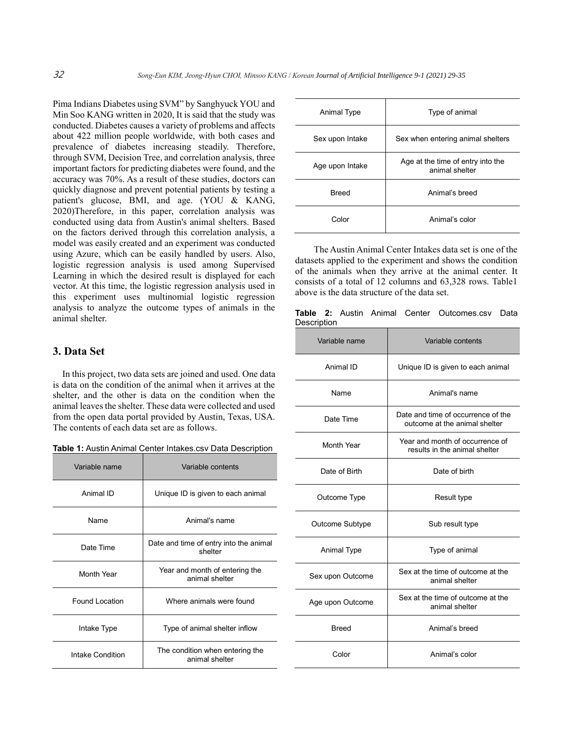Pima Indians Diabetes using SVM" by Sanghyuck YOU and Min Soo KANG written in 2020, It is said that the study was conducted. Diabetes causes a variety of problems and affects about 422 million people worldwide, with both cases and prevalence of diabetes increasing steadily. Therefore, through SVM, Decision Tree, and correlation analysis, three important factors for predicting diabetes were found, and the accuracy was 70%. As a result of these studies, doctors can quickly diagnose and prevent potential patients by testing a patient's glucose, BMI, and age. (YOU & KANG, 2020)Therefore, in this paper, correlation analysis was conducted using data from Austin's animal shelters. Based on the factors derived through this correlation analysis, a model was easily created and an experiment was conducted using Azure, which can be easily handled by users. Also, logistic regression analysis is used among Supervised Learning in which the desired result is displayed for each vector. At this time, the logistic regression analysis used in this experiment uses multinomial logistic regression analysis to analyze the outcome types of animals in the animal shelter.

## 3. Data Set

In this project, two data sets are joined and used. One data is data on the condition of the animal when it arrives at the shelter, and the other is data on the condition when the animal leaves the shelter. These data were collected and used from the open data portal provided by Austin, Texas, USA. The contents of each data set are as follows.

**Table 1:** Austin Animal Center Intakes.csv Data Description

| Variable name | Variable contents |
|---|---|
| Animal ID | Unique ID is given to each animal |
| Name | Animal's name |
| Date Time | Date and time of entry into the animal shelter |
| Month Year | Year and month of entering the animal shelter |
| Found Location | Where animals were found |
| Intake Type | Type of animal shelter inflow |
| Intake Condition | The condition when entering the animal shelter |
| Animal Type | Type of animal |
| Sex upon Intake | Sex when entering animal shelters |
| Age upon Intake | Age at the time of entry into the animal shelter |
| Breed | Animal's breed |
| Color | Animal's color |

The Austin Animal Center Intakes data set is one of the datasets applied to the experiment and shows the condition of the animals when they arrive at the animal center. It consists of a total of 12 columns and 63,328 rows. Table1 above is the data structure of the data set.

**Table 2:** Austin Animal Center Outcomes.csv Data Description

| Variable name | Variable contents |
|---|---|
| Animal ID | Unique ID is given to each animal |
| Name | Animal's name |
| Date Time | Date and time of occurrence of the outcome at the animal shelter |
| Month Year | Year and month of occurrence of results in the animal shelter |
| Date of Birth | Date of birth |
| Outcome Type | Result type |
| Outcome Subtype | Sub result type |
| Animal Type | Type of animal |
| Sex upon Outcome | Sex at the time of outcome at the animal shelter |
| Age upon Outcome | Sex at the time of outcome at the animal shelter |
| Breed | Animal's breed |
| Color | Animal's color |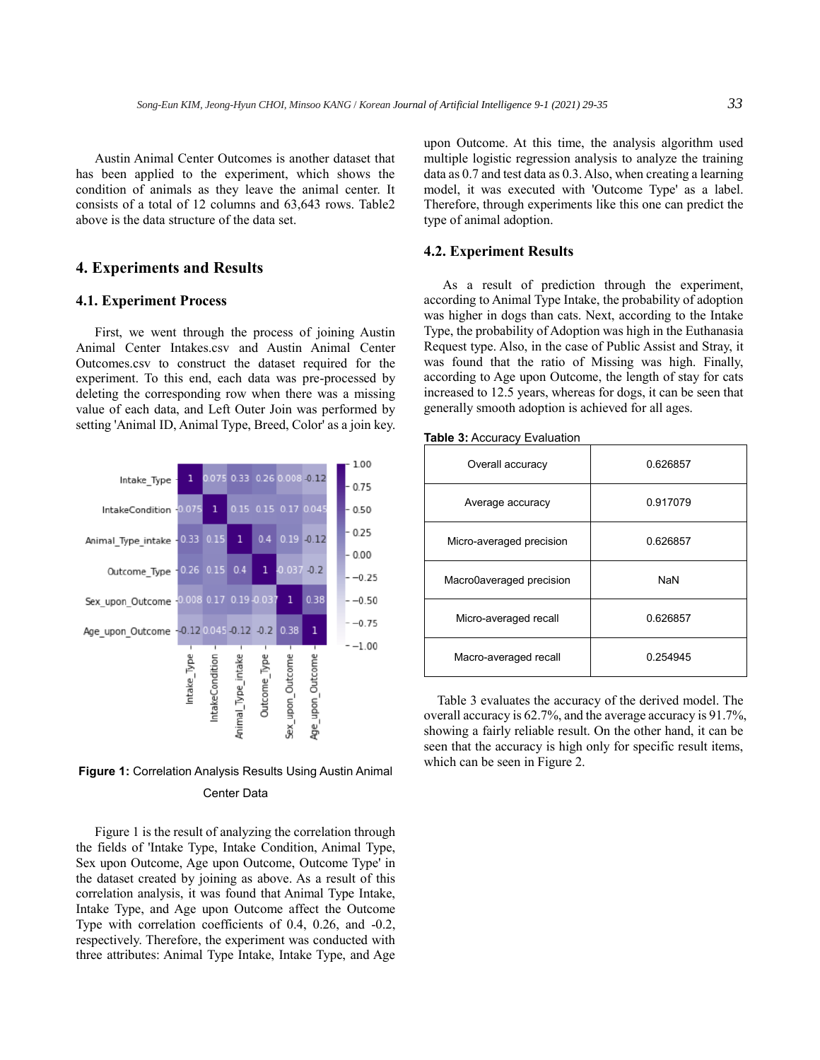Austin Animal Center Outcomes is another dataset that has been applied to the experiment, which shows the condition of animals as they leave the animal center. It consists of a total of 12 columns and 63,643 rows. Table2 above is the data structure of the data set.

## 4. Experiments and Results

### 4.1. Experiment Process

First, we went through the process of joining Austin Animal Center Intakes.csv and Austin Animal Center Outcomes.csv to construct the dataset required for the experiment. To this end, each data was pre-processed by deleting the corresponding row when there was a missing value of each data, and Left Outer Join was performed by setting 'Animal ID, Animal Type, Breed, Color' as a join key.

**Figure 1:** Correlation Analysis Results Using Austin Animal Center Data

Figure 1 is the result of analyzing the correlation through the fields of 'Intake Type, Intake Condition, Animal Type, Sex upon Outcome, Age upon Outcome, Outcome Type' in the dataset created by joining as above. As a result of this correlation analysis, it was found that Animal Type Intake, Intake Type, and Age upon Outcome affect the Outcome Type with correlation coefficients of 0.4, 0.26, and -0.2, respectively. Therefore, the experiment was conducted with three attributes: Animal Type Intake, Intake Type, and Age upon Outcome. At this time, the analysis algorithm used multiple logistic regression analysis to analyze the training data as 0.7 and test data as 0.3. Also, when creating a learning model, it was executed with 'Outcome Type' as a label. Therefore, through experiments like this one can predict the type of animal adoption.

### 4.2. Experiment Results

As a result of prediction through the experiment, according to Animal Type Intake, the probability of adoption was higher in dogs than cats. Next, according to the Intake Type, the probability of Adoption was high in the Euthanasia Request type. Also, in the case of Public Assist and Stray, it was found that the ratio of Missing was high. Finally, according to Age upon Outcome, the length of stay for cats increased to 12.5 years, whereas for dogs, it can be seen that generally smooth adoption is achieved for all ages.

**Table 3:** Accuracy Evaluation

| | |
|---|---|
| Overall accuracy | 0.626857 |
| Average accuracy | 0.917079 |
| Micro-averaged precision | 0.626857 |
| Macro0averaged precision | NaN |
| Micro-averaged recall | 0.626857 |
| Macro-averaged recall | 0.254945 |

Table 3 evaluates the accuracy of the derived model. The overall accuracy is 62.7%, and the average accuracy is 91.7%, showing a fairly reliable result. On the other hand, it can be seen that the accuracy is high only for specific result items, which can be seen in Figure 2.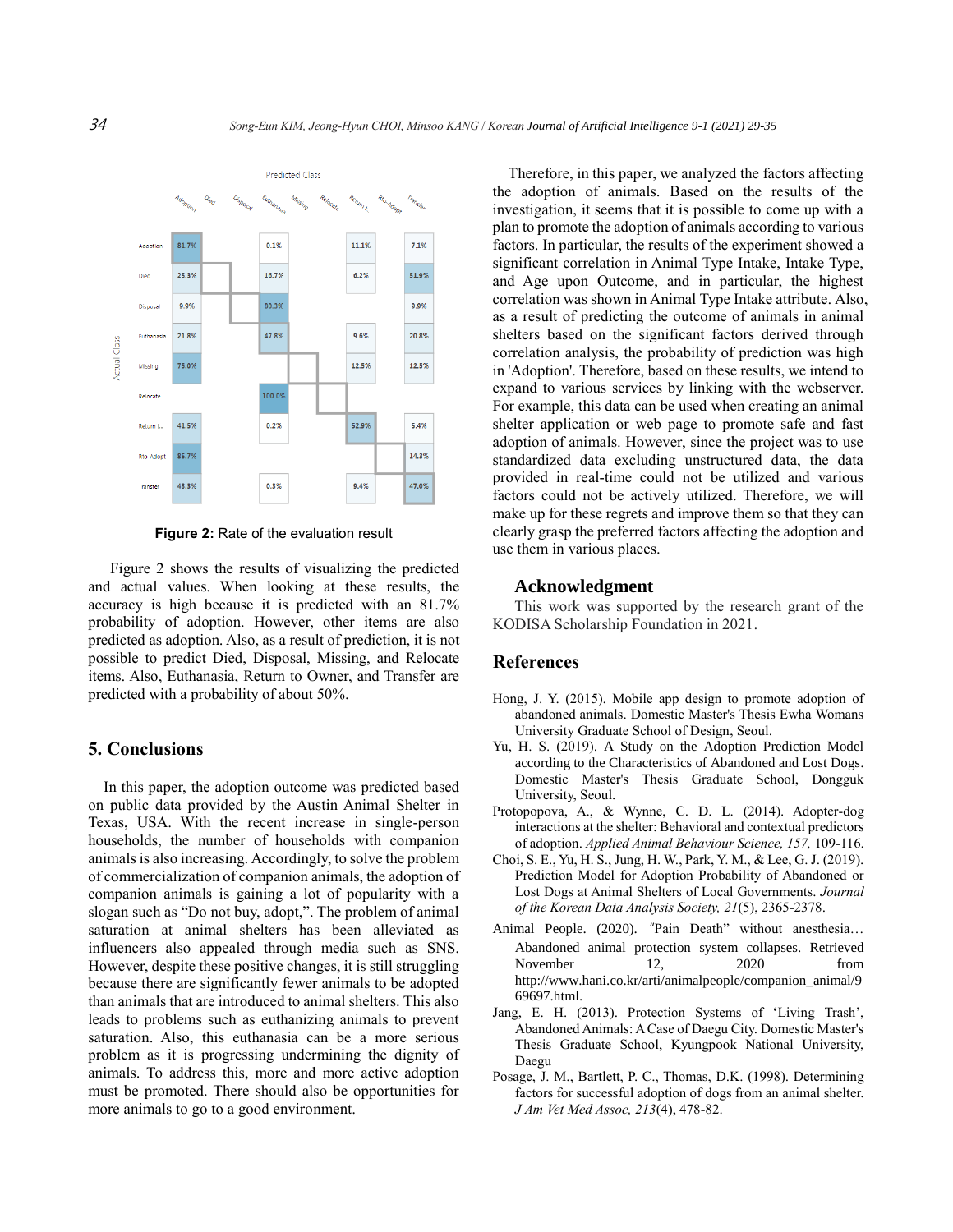Predicted Class

| Actual Class | Adoption | Died | Disposal | Euthanasia | Missing | Relocate | Return t.. | Rto-Adopt | Transfer |
|---|---|---|---|---|---|---|---|---|---|
| Adoption | 81.7% | | | 0.1% | | | 11.1% | | 7.1% |
| Died | 25.3% | | | 16.7% | | | 6.2% | | 51.9% |
| Disposal | 9.9% | | | 80.3% | | | | | 9.9% |
| Euthanasia | 21.8% | | | 47.8% | | | 9.6% | | 20.8% |
| Missing | 75.0% | | | | | | 12.5% | | 12.5% |
| Relocate | | | | 100.0% | | | | | |
| Return t.. | 41.5% | | | 0.2% | | | 52.9% | | 5.4% |
| Rto-Adopt | 85.7% | | | | | | | | 14.3% |
| Transfer | 43.3% | | | 0.3% | | | 9.4% | | 47.0% |

**Figure 2:** Rate of the evaluation result

Figure 2 shows the results of visualizing the predicted and actual values. When looking at these results, the accuracy is high because it is predicted with an 81.7% probability of adoption. However, other items are also predicted as adoption. Also, as a result of prediction, it is not possible to predict Died, Disposal, Missing, and Relocate items. Also, Euthanasia, Return to Owner, and Transfer are predicted with a probability of about 50%.

## 5. Conclusions

In this paper, the adoption outcome was predicted based on public data provided by the Austin Animal Shelter in Texas, USA. With the recent increase in single-person households, the number of households with companion animals is also increasing. Accordingly, to solve the problem of commercialization of companion animals, the adoption of companion animals is gaining a lot of popularity with a slogan such as "Do not buy, adopt,". The problem of animal saturation at animal shelters has been alleviated as influencers also appealed through media such as SNS. However, despite these positive changes, it is still struggling because there are significantly fewer animals to be adopted than animals that are introduced to animal shelters. This also leads to problems such as euthanizing animals to prevent saturation. Also, this euthanasia can be a more serious problem as it is progressing undermining the dignity of animals. To address this, more and more active adoption must be promoted. There should also be opportunities for more animals to go to a good environment.

Therefore, in this paper, we analyzed the factors affecting the adoption of animals. Based on the results of the investigation, it seems that it is possible to come up with a plan to promote the adoption of animals according to various factors. In particular, the results of the experiment showed a significant correlation in Animal Type Intake, Intake Type, and Age upon Outcome, and in particular, the highest correlation was shown in Animal Type Intake attribute. Also, as a result of predicting the outcome of animals in animal shelters based on the significant factors derived through correlation analysis, the probability of prediction was high in 'Adoption'. Therefore, based on these results, we intend to expand to various services by linking with the webserver. For example, this data can be used when creating an animal shelter application or web page to promote safe and fast adoption of animals. However, since the project was to use standardized data excluding unstructured data, the data provided in real-time could not be utilized and various factors could not be actively utilized. Therefore, we will make up for these regrets and improve them so that they can clearly grasp the preferred factors affecting the adoption and use them in various places.

## Acknowledgment

This work was supported by the research grant of the KODISA Scholarship Foundation in 2021.

## References

Hong, J. Y. (2015). Mobile app design to promote adoption of abandoned animals. Domestic Master's Thesis Ewha Womans University Graduate School of Design, Seoul.

Yu, H. S. (2019). A Study on the Adoption Prediction Model according to the Characteristics of Abandoned and Lost Dogs. Domestic Master's Thesis Graduate School, Dongguk University, Seoul.

Protopopova, A., & Wynne, C. D. L. (2014). Adopter-dog interactions at the shelter: Behavioral and contextual predictors of adoption. *Applied Animal Behaviour Science, 157,* 109-116.

Choi, S. E., Yu, H. S., Jung, H. W., Park, Y. M., & Lee, G. J. (2019). Prediction Model for Adoption Probability of Abandoned or Lost Dogs at Animal Shelters of Local Governments. *Journal of the Korean Data Analysis Society, 21*(5), 2365-2378.

Animal People. (2020). "Pain Death" without anesthesia… Abandoned animal protection system collapses. Retrieved November 12, 2020 from http://www.hani.co.kr/arti/animalpeople/companion_animal/969697.html.

Jang, E. H. (2013). Protection Systems of 'Living Trash', Abandoned Animals: A Case of Daegu City. Domestic Master's Thesis Graduate School, Kyungpook National University, Daegu

Posage, J. M., Bartlett, P. C., Thomas, D.K. (1998). Determining factors for successful adoption of dogs from an animal shelter. *J Am Vet Med Assoc, 213*(4), 478-82.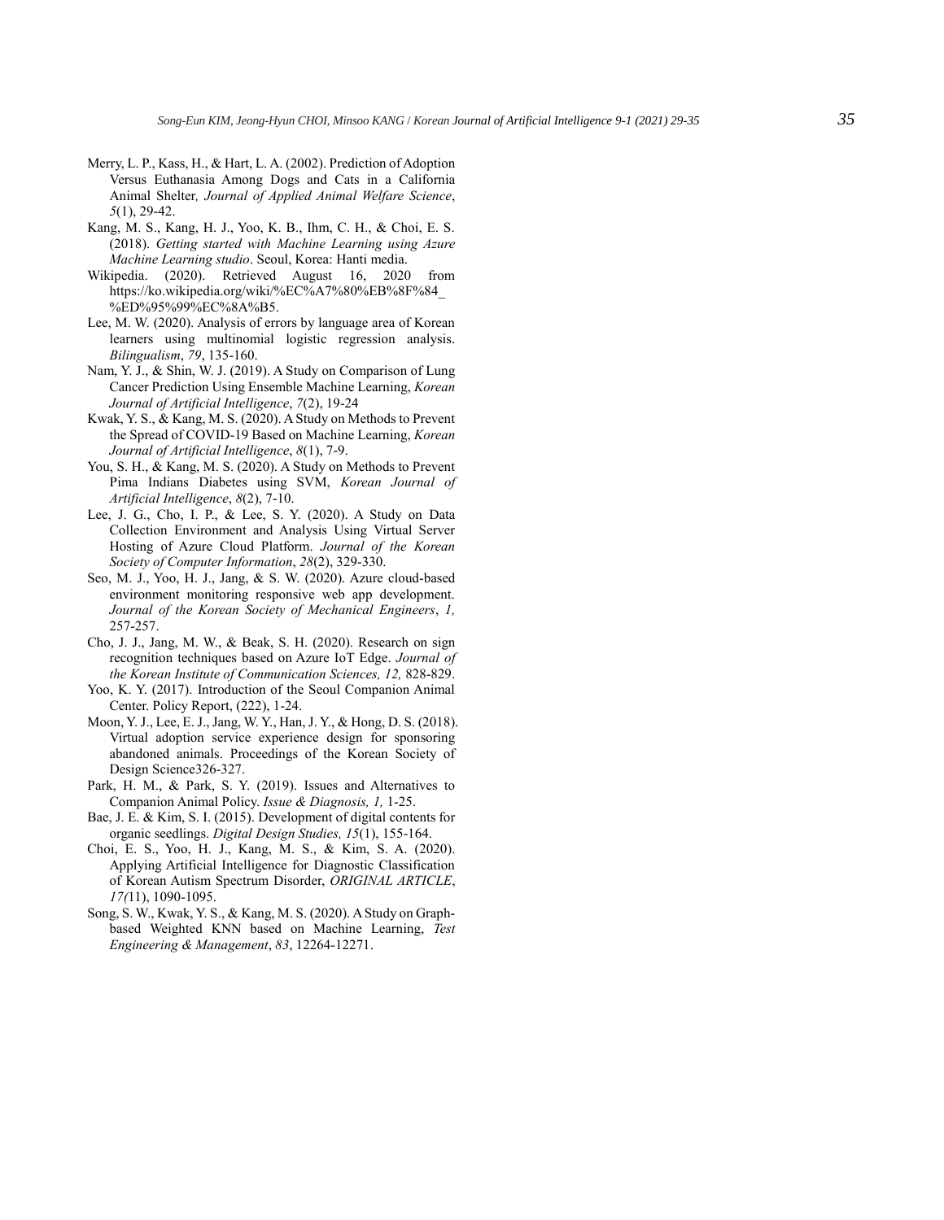Merry, L. P., Kass, H., & Hart, L. A. (2002). Prediction of Adoption Versus Euthanasia Among Dogs and Cats in a California Animal Shelter*, Journal of Applied Animal Welfare Science*, *5*(1), 29-42.

Kang, M. S., Kang, H. J., Yoo, K. B., Ihm, C. H., & Choi, E. S. (2018). *Getting started with Machine Learning using Azure Machine Learning studio*. Seoul, Korea: Hanti media.

Wikipedia. (2020). Retrieved August 16, 2020 from https://ko.wikipedia.org/wiki/%EC%A7%80%EB%8F%84_%ED%95%99%EC%8A%B5.

Lee, M. W. (2020). Analysis of errors by language area of Korean learners using multinomial logistic regression analysis. *Bilingualism*, *79*, 135-160.

Nam, Y. J., & Shin, W. J. (2019). A Study on Comparison of Lung Cancer Prediction Using Ensemble Machine Learning, *Korean Journal of Artificial Intelligence*, *7*(2), 19-24

Kwak, Y. S., & Kang, M. S. (2020). A Study on Methods to Prevent the Spread of COVID-19 Based on Machine Learning, *Korean Journal of Artificial Intelligence*, *8*(1), 7-9.

You, S. H., & Kang, M. S. (2020). A Study on Methods to Prevent Pima Indians Diabetes using SVM, *Korean Journal of Artificial Intelligence*, *8*(2), 7-10.

Lee, J. G., Cho, I. P., & Lee, S. Y. (2020). A Study on Data Collection Environment and Analysis Using Virtual Server Hosting of Azure Cloud Platform. *Journal of the Korean Society of Computer Information*, *28*(2), 329-330.

Seo, M. J., Yoo, H. J., Jang, & S. W. (2020). Azure cloud-based environment monitoring responsive web app development. *Journal of the Korean Society of Mechanical Engineers*, *1,* 257-257.

Cho, J. J., Jang, M. W., & Beak, S. H. (2020). Research on sign recognition techniques based on Azure IoT Edge. *Journal of the Korean Institute of Communication Sciences, 12,* 828-829.

Yoo, K. Y. (2017). Introduction of the Seoul Companion Animal Center. Policy Report, (222), 1-24.

Moon, Y. J., Lee, E. J., Jang, W. Y., Han, J. Y., & Hong, D. S. (2018). Virtual adoption service experience design for sponsoring abandoned animals. Proceedings of the Korean Society of Design Science326-327.

Park, H. M., & Park, S. Y. (2019). Issues and Alternatives to Companion Animal Policy. *Issue & Diagnosis, 1,* 1-25.

Bae, J. E. & Kim, S. I. (2015). Development of digital contents for organic seedlings. *Digital Design Studies, 15*(1), 155-164.

Choi, E. S., Yoo, H. J., Kang, M. S., & Kim, S. A. (2020). Applying Artificial Intelligence for Diagnostic Classification of Korean Autism Spectrum Disorder, *ORIGINAL ARTICLE*, *17(*11), 1090-1095.

Song, S. W., Kwak, Y. S., & Kang, M. S. (2020). A Study on Graph-based Weighted KNN based on Machine Learning, *Test Engineering & Management*, *83*, 12264-12271.